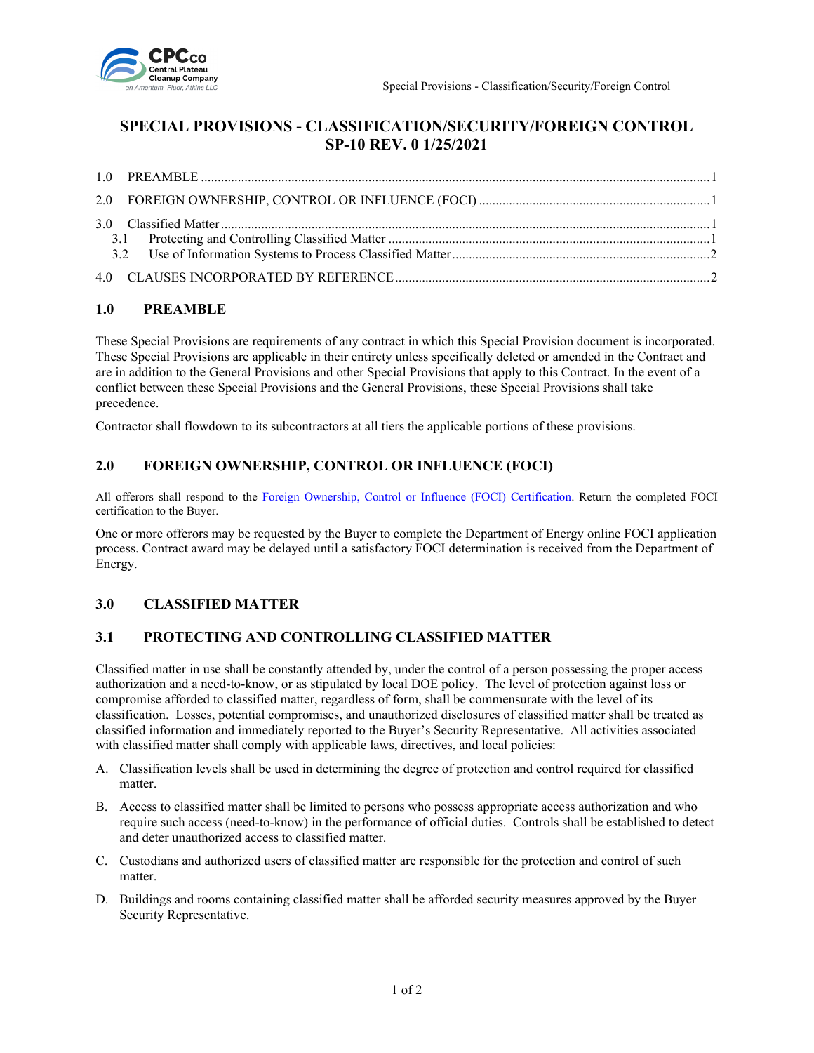# SPECIAL PROVISIONS - CLASSIFICATION/SECURITY/FOREIGN CONTROL
# SP-10 REV. 0 1/25/2021

1.0 PREAMBLE ....... 1

2.0 FOREIGN OWNERSHIP, CONTROL OR INFLUENCE (FOCI) ....... 1

3.0 Classified Matter ....... 1
  3.1 Protecting and Controlling Classified Matter ....... 1
  3.2 Use of Information Systems to Process Classified Matter ....... 2

4.0 CLAUSES INCORPORATED BY REFERENCE ....... 2

## 1.0 PREAMBLE

These Special Provisions are requirements of any contract in which this Special Provision document is incorporated. These Special Provisions are applicable in their entirety unless specifically deleted or amended in the Contract and are in addition to the General Provisions and other Special Provisions that apply to this Contract. In the event of a conflict between these Special Provisions and the General Provisions, these Special Provisions shall take precedence.

Contractor shall flowdown to its subcontractors at all tiers the applicable portions of these provisions.

## 2.0 FOREIGN OWNERSHIP, CONTROL OR INFLUENCE (FOCI)

All offerors shall respond to the Foreign Ownership, Control or Influence (FOCI) Certification. Return the completed FOCI certification to the Buyer.

One or more offerors may be requested by the Buyer to complete the Department of Energy online FOCI application process. Contract award may be delayed until a satisfactory FOCI determination is received from the Department of Energy.

## 3.0 CLASSIFIED MATTER

### 3.1 PROTECTING AND CONTROLLING CLASSIFIED MATTER

Classified matter in use shall be constantly attended by, under the control of a person possessing the proper access authorization and a need-to-know, or as stipulated by local DOE policy. The level of protection against loss or compromise afforded to classified matter, regardless of form, shall be commensurate with the level of its classification. Losses, potential compromises, and unauthorized disclosures of classified matter shall be treated as classified information and immediately reported to the Buyer's Security Representative. All activities associated with classified matter shall comply with applicable laws, directives, and local policies:

A. Classification levels shall be used in determining the degree of protection and control required for classified matter.

B. Access to classified matter shall be limited to persons who possess appropriate access authorization and who require such access (need-to-know) in the performance of official duties. Controls shall be established to detect and deter unauthorized access to classified matter.

C. Custodians and authorized users of classified matter are responsible for the protection and control of such matter.

D. Buildings and rooms containing classified matter shall be afforded security measures approved by the Buyer Security Representative.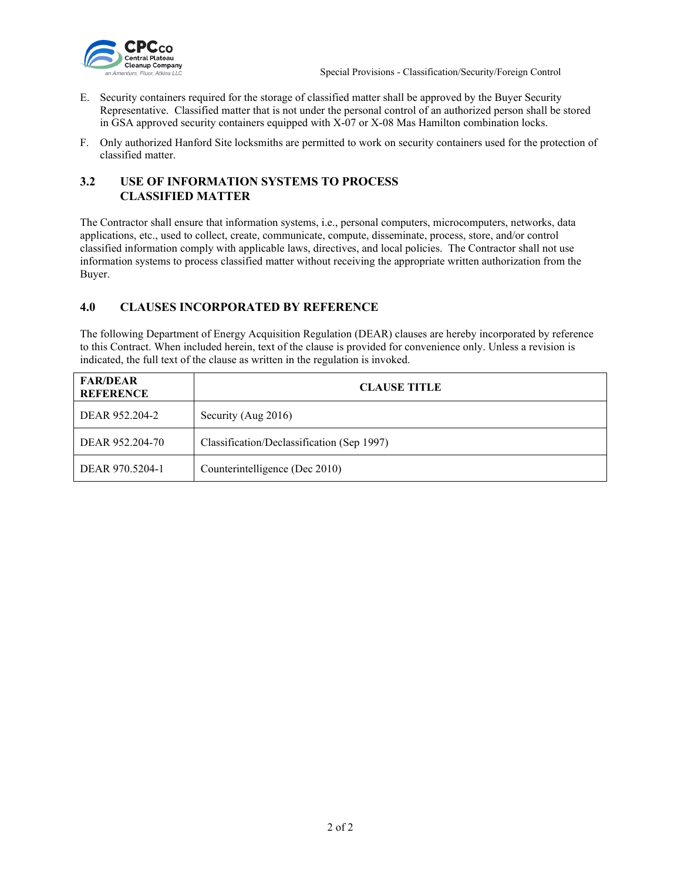E. Security containers required for the storage of classified matter shall be approved by the Buyer Security Representative. Classified matter that is not under the personal control of an authorized person shall be stored in GSA approved security containers equipped with X-07 or X-08 Mas Hamilton combination locks.

F. Only authorized Hanford Site locksmiths are permitted to work on security containers used for the protection of classified matter.

## 3.2 USE OF INFORMATION SYSTEMS TO PROCESS CLASSIFIED MATTER

The Contractor shall ensure that information systems, i.e., personal computers, microcomputers, networks, data applications, etc., used to collect, create, communicate, compute, disseminate, process, store, and/or control classified information comply with applicable laws, directives, and local policies. The Contractor shall not use information systems to process classified matter without receiving the appropriate written authorization from the Buyer.

## 4.0 CLAUSES INCORPORATED BY REFERENCE

The following Department of Energy Acquisition Regulation (DEAR) clauses are hereby incorporated by reference to this Contract. When included herein, text of the clause is provided for convenience only. Unless a revision is indicated, the full text of the clause as written in the regulation is invoked.

| FAR/DEAR REFERENCE | CLAUSE TITLE |
|---|---|
| DEAR 952.204-2 | Security (Aug 2016) |
| DEAR 952.204-70 | Classification/Declassification (Sep 1997) |
| DEAR 970.5204-1 | Counterintelligence (Dec 2010) |